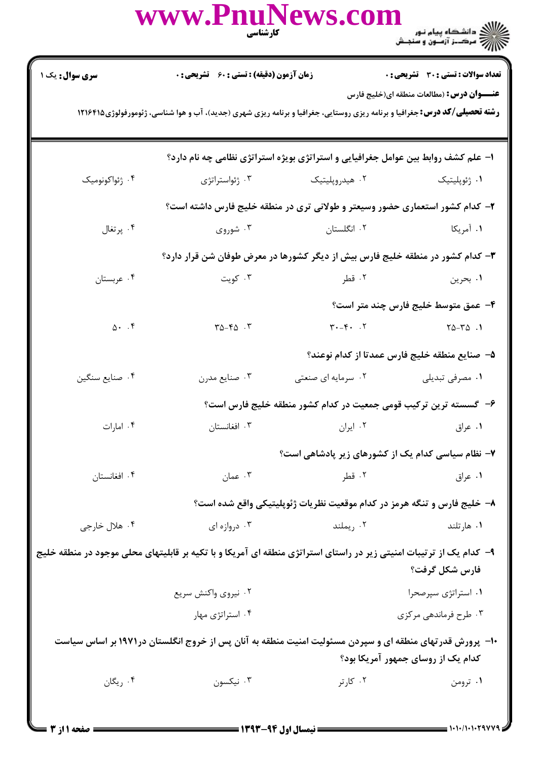www.PnuNews.com

کارشناسی

دانشگاه پیام نور
مرکز آزمون و سنجش

**سری سوال:** یک ۱ | **زمان آزمون (دقیقه) : تستی :** ۶۰ **تشریحی :** ۰ | **تعداد سوالات : تستی :** ۳۰ **تشریحی :** ۰

**عنـــوان درس:** (مطالعات منطقه ای(خلیج فارس

**رشته تحصیلی/کد درس:** جغرافیا و برنامه ریزی روستایی، جغرافیا و برنامه ریزی شهری (جدید)، آب و هوا شناسی، ژئومورفولوژی۱۲۱۶۴۱۵

**۱- علم کشف روابط بین عوامل جغرافیایی و استراتژی بویژه استراتژی نظامی چه نام دارد؟**

۱. ژئوپلیتیک
۲. هیدروپلیتیک
۳. ژئواستراتژی
۴. ژئواکونومیک

**۲- کدام کشور استعماری حضور وسیعتر و طولانی تری در منطقه خلیج فارس داشته است؟**

۱. آمریکا
۲. انگلستان
۳. شوروی
۴. پرتغال

**۳- کدام کشور در منطقه خلیج فارس بیش از دیگر کشورها در معرض طوفان شن قرار دارد؟**

۱. بحرین
۲. قطر
۳. کویت
۴. عربستان

**۴- عمق متوسط خلیج فارس چند متر است؟**

۱. ۳۵-۲۵
۲. ۴۰-۳۰
۳. ۴۵-۳۵
۴. ۵۰

**۵- صنایع منطقه خلیج فارس عمدتا از کدام نوعند؟**

۱. مصرفی تبدیلی
۲. سرمایه ای صنعتی
۳. صنایع مدرن
۴. صنایع سنگین

**۶- گسسته ترین ترکیب قومی جمعیت در کدام کشور منطقه خلیج فارس است؟**

۱. عراق
۲. ایران
۳. افغانستان
۴. امارات

**۷- نظام سیاسی کدام یک از کشورهای زیر پادشاهی است؟**

۱. عراق
۲. قطر
۳. عمان
۴. افغانستان

**۸- خلیج فارس و تنگه هرمز در کدام موقعیت نظریات ژئوپلیتیکی واقع شده است؟**

۱. هارتلند
۲. ریملند
۳. دروازه ای
۴. هلال خارجی

**۹- کدام یک از ترتیبات امنیتی زیر در راستای استراتژی منطقه ای آمریکا و با تکیه بر قابلیتهای محلی موجود در منطقه خلیج فارس شکل گرفت؟**

۱. استراتژی سپرصحرا
۲. نیروی واکنش سریع
۳. طرح فرماندهی مرکزی
۴. استراتژی مهار

**۱۰- پرورش قدرتهای منطقه ای و سپردن مسئولیت امنیت منطقه به آنان پس از خروج انگلستان در۱۹۷۱ بر اساس سیاست کدام یک از روسای جمهور آمریکا بود؟**

۱. ترومن
۲. کارتر
۳. نیکسون
۴. ریگان

نیمسال اول ۹۴-۱۳۹۳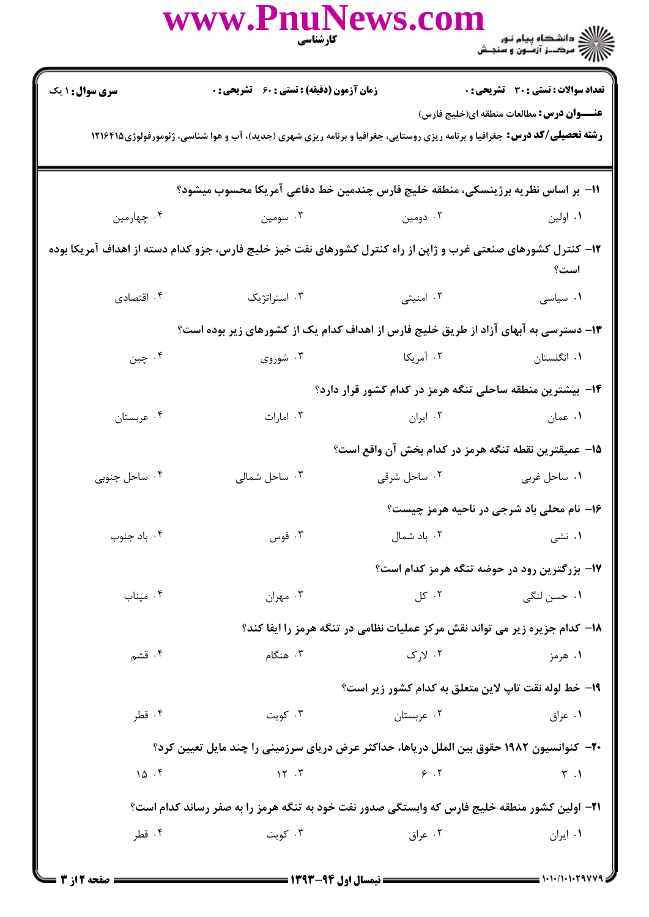**سری سوال:** ۱ یک

**زمان آزمون (دقیقه) :** تستی : ۶۰ تشریحی : ۰

**تعداد سوالات :** تستی : ۳۰ تشریحی : ۰

**عنـــوان درس:** مطالعات منطقه ای(خلیج فارس)

**رشته تحصیلی/کد درس:** جغرافیا و برنامه ریزی روستایی، جغرافیا و برنامه ریزی شهری (جدید)، آب و هوا شناسی، ژئومورفولوژی۱۲۱۶۴۱۵

**۱۱- بر اساس نظریه برژینسکی، منطقه خلیج فارس چندمین خط دفاعی آمریکا محسوب میشود؟**

۱. اولین
۲. دومین
۳. سومین
۴. چهارمین

**۱۲- کنترل کشورهای صنعتی غرب و ژاپن از راه کنترل کشورهای نفت خیز خلیج فارس، جزو کدام دسته از اهداف آمریکا بوده است؟**

۱. سیاسی
۲. امنیتی
۳. استراتژیک
۴. اقتصادی

**۱۳- دسترسی به آبهای آزاد از طریق خلیج فارس از اهداف کدام یک از کشورهای زیر بوده است؟**

۱. انگلستان
۲. آمریکا
۳. شوروی
۴. چین

**۱۴- بیشترین منطقه ساحلی تنگه هرمز در کدام کشور قرار دارد؟**

۱. عمان
۲. ایران
۳. امارات
۴. عربستان

**۱۵- عمیقترین نقطه تنگه هرمز در کدام بخش آن واقع است؟**

۱. ساحل غربی
۲. ساحل شرقی
۳. ساحل شمالی
۴. ساحل جنوبی

**۱۶- نام محلی باد شرجی در ناحیه هرمز چیست؟**

۱. نشی
۲. باد شمال
۳. قوس
۴. باد جنوب

**۱۷- بزرگترین رود در حوضه تنگه هرمز کدام است؟**

۱. حسن لنگی
۲. کل
۳. مهران
۴. میناب

**۱۸- کدام جزیره زیر می تواند نقش مرکز عملیات نظامی در تنگه هرمز را ایفا کند؟**

۱. هرمز
۲. لارک
۳. هنگام
۴. قشم

**۱۹- خط لوله نفت تاپ لاین متعلق به کدام کشور زیر است؟**

۱. عراق
۲. عربستان
۳. کویت
۴. قطر

**۲۰- کنوانسیون ۱۹۸۲ حقوق بین الملل درباها، حداکثر عرض دریای سرزمینی را چند مایل تعیین کرد؟**

۱. ۳
۲. ۶
۳. ۱۲
۴. ۱۵

**۲۱- اولین کشور منطقه خلیج فارس که وابستگی صدور نفت خود به تنگه هرمز را به صفر رساند کدام است؟**

۱. ایران
۲. عراق
۳. کویت
۴. قطر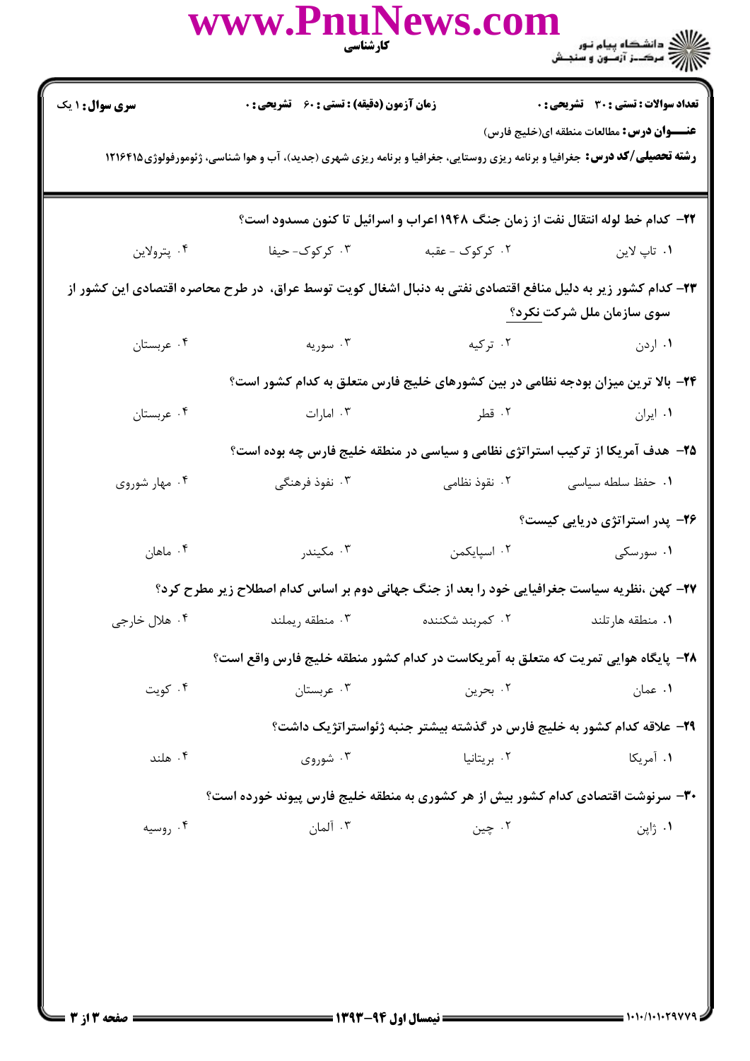**تعداد سوالات : تستی : ۳۰ تشریحی : ۰** | **زمان آزمون (دقیقه) : تستی : ۶۰ تشریحی : ۰** | **سری سوال : ۱ یک**

**عنـــوان درس:** مطالعات منطقه ای(خلیج فارس)

**رشته تحصیلی/کد درس:** جغرافیا و برنامه ریزی روستایی، جغرافیا و برنامه ریزی شهری (جدید)، آب و هوا شناسی، ژئومورفولوژی۱۲۱۶۴۱۵

**۲۲- کدام خط لوله انتقال نفت از زمان جنگ ۱۹۴۸ اعراب و اسرائیل تا کنون مسدود است؟**

۱. تاپ لاین ۲. کرکوک - عقبه ۳. کرکوک- حیفا ۴. پترولاین

**۲۳- کدام کشور زیر به دلیل منافع اقتصادی نفتی به دنبال اشغال کویت توسط عراق، در طرح محاصره اقتصادی این کشور از سوی سازمان ملل شرکت نکرد؟**

۱. اردن ۲. ترکیه ۳. سوریه ۴. عربستان

**۲۴- بالا ترین میزان بودجه نظامی در بین کشورهای خلیج فارس متعلق به کدام کشور است؟**

۱. ایران ۲. قطر ۳. امارات ۴. عربستان

**۲۵- هدف آمریکا از ترکیب استراتژی نظامی و سیاسی در منطقه خلیج فارس چه بوده است؟**

۱. حفظ سلطه سیاسی ۲. نفوذ نظامی ۳. نفوذ فرهنگی ۴. مهار شوروی

**۲۶- پدر استراتژی دریایی کیست؟**

۱. سورسکی ۲. اسپایکمن ۳. مکیندر ۴. ماهان

**۲۷- کهن ،نظریه سیاست جغرافیایی خود را بعد از جنگ جهانی دوم بر اساس کدام اصطلاح زیر مطرح کرد؟**

۱. منطقه هارتلند ۲. کمربند شکننده ۳. منطقه ریملند ۴. هلال خارجی

**۲۸- پایگاه هوایی تمریت که متعلق به آمریکاست در کدام کشور منطقه خلیج فارس واقع است؟**

۱. عمان ۲. بحرین ۳. عربستان ۴. کویت

**۲۹- علاقه کدام کشور به خلیج فارس در گذشته بیشتر جنبه ژئواستراتژیک داشت؟**

۱. آمریکا ۲. بریتانیا ۳. شوروی ۴. هلند

**۳۰- سرنوشت اقتصادی کدام کشور بیش از هر کشوری به منطقه خلیج فارس پیوند خورده است؟**

۱. ژاپن ۲. چین ۳. آلمان ۴. روسیه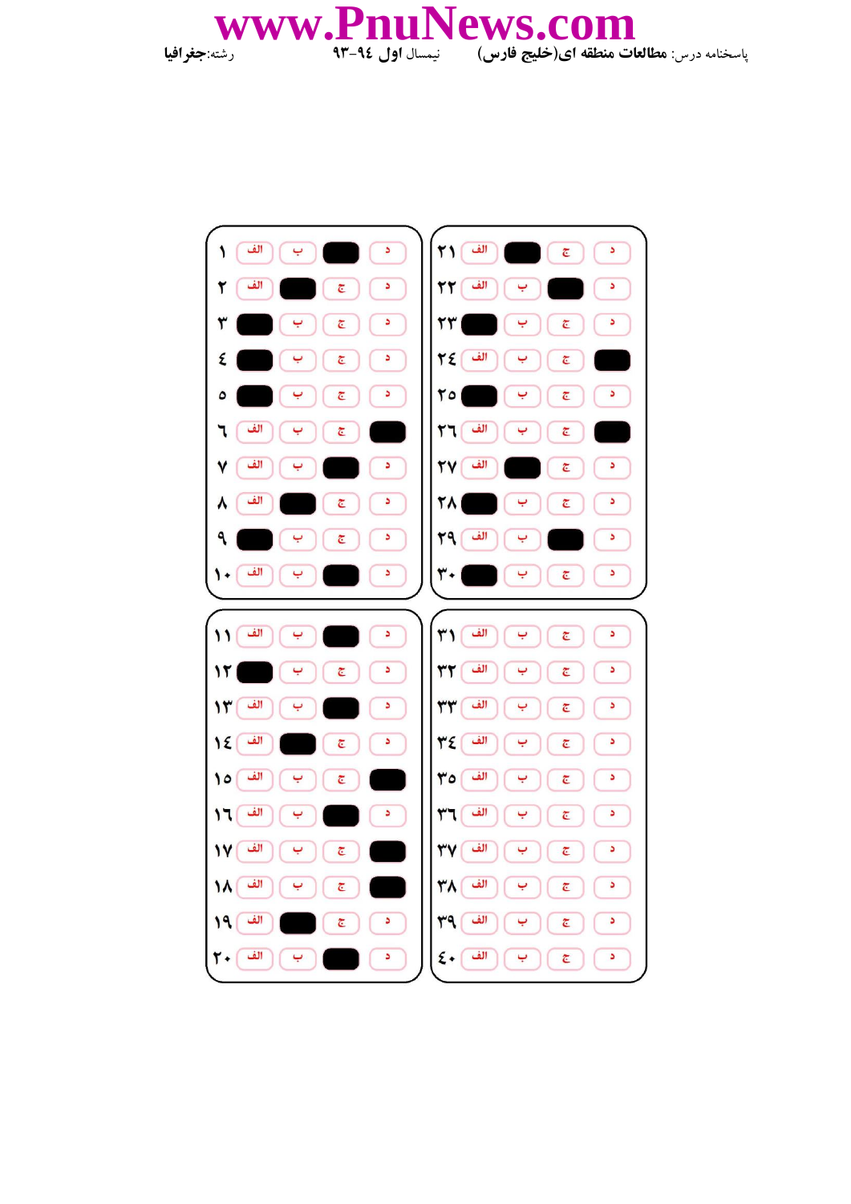پاسخنامه درس: **مطالعات منطقه ای(خلیج فارس)** نیمسال **اول ۹۴-۹۳** رشته: **جغرافیا**

| شماره | پاسخ | شماره | پاسخ |
|---|---|---|---|
| ۱ | ج | ۲۱ | ب |
| ۲ | ب | ۲۲ | ج |
| ۳ | الف | ۲۳ | الف |
| ٤ | الف | ۲٤ | د |
| ٥ | الف | ۲٥ | الف |
| ٦ | د | ۲٦ | د |
| ۷ | ج | ۲۷ | ب |
| ۸ | ب | ۲۸ | الف |
| ۹ | الف | ۲۹ | ج |
| ۱۰ | ج | ۳۰ | الف |
| ۱۱ | ج | ۳۱ | |
| ۱۲ | الف | ۳۲ | |
| ۱۳ | ج | ۳۳ | |
| ۱٤ | ب | ۳٤ | |
| ۱٥ | د | ۳٥ | |
| ۱٦ | ج | ۳٦ | |
| ۱۷ | د | ۳۷ | |
| ۱۸ | د | ۳۸ | |
| ۱۹ | ب | ۳۹ | |
| ۲۰ | ج | ٤۰ | |